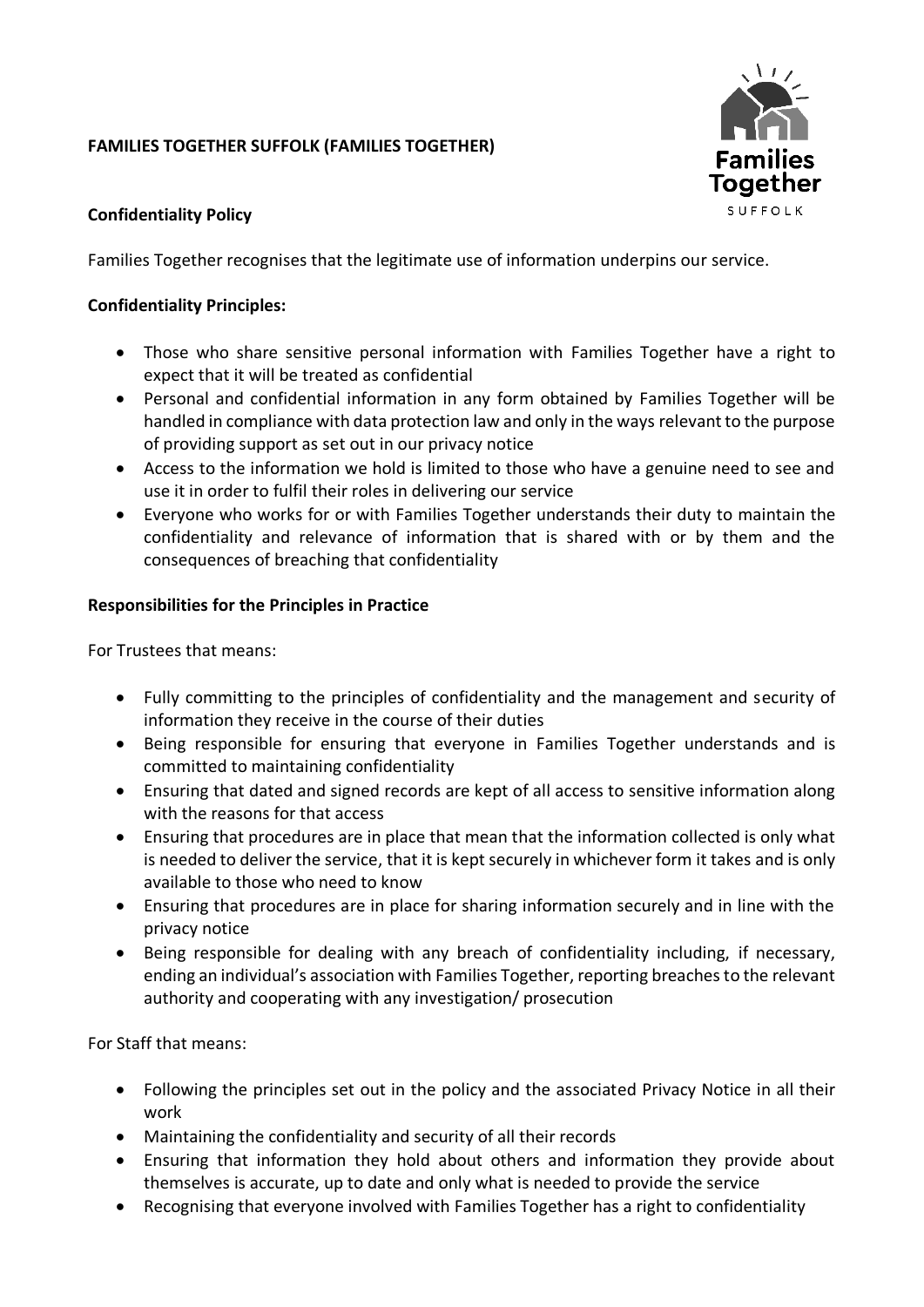**FAMILIES TOGETHER SUFFOLK (FAMILIES TOGETHER)**

**Confidentiality Policy**

Families Together recognises that the legitimate use of information underpins our service.

**Confidentiality Principles:**

- Those who share sensitive personal information with Families Together have a right to expect that it will be treated as confidential
- Personal and confidential information in any form obtained by Families Together will be handled in compliance with data protection law and only in the ways relevant to the purpose of providing support as set out in our privacy notice
- Access to the information we hold is limited to those who have a genuine need to see and use it in order to fulfil their roles in delivering our service
- Everyone who works for or with Families Together understands their duty to maintain the confidentiality and relevance of information that is shared with or by them and the consequences of breaching that confidentiality

**Responsibilities for the Principles in Practice**

For Trustees that means:

- Fully committing to the principles of confidentiality and the management and security of information they receive in the course of their duties
- Being responsible for ensuring that everyone in Families Together understands and is committed to maintaining confidentiality
- Ensuring that dated and signed records are kept of all access to sensitive information along with the reasons for that access
- Ensuring that procedures are in place that mean that the information collected is only what is needed to deliver the service, that it is kept securely in whichever form it takes and is only available to those who need to know
- Ensuring that procedures are in place for sharing information securely and in line with the privacy notice
- Being responsible for dealing with any breach of confidentiality including, if necessary, ending an individual's association with Families Together, reporting breaches to the relevant authority and cooperating with any investigation/ prosecution

For Staff that means:

- Following the principles set out in the policy and the associated Privacy Notice in all their work
- Maintaining the confidentiality and security of all their records
- Ensuring that information they hold about others and information they provide about themselves is accurate, up to date and only what is needed to provide the service
- Recognising that everyone involved with Families Together has a right to confidentiality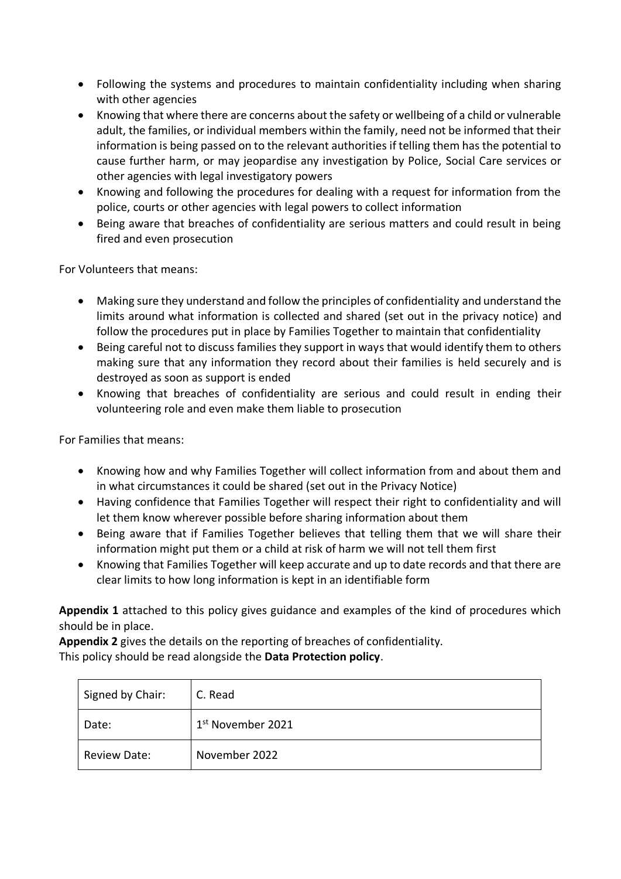- Following the systems and procedures to maintain confidentiality including when sharing with other agencies
- Knowing that where there are concerns about the safety or wellbeing of a child or vulnerable adult, the families, or individual members within the family, need not be informed that their information is being passed on to the relevant authorities if telling them has the potential to cause further harm, or may jeopardise any investigation by Police, Social Care services or other agencies with legal investigatory powers
- Knowing and following the procedures for dealing with a request for information from the police, courts or other agencies with legal powers to collect information
- Being aware that breaches of confidentiality are serious matters and could result in being fired and even prosecution

For Volunteers that means:

- Making sure they understand and follow the principles of confidentiality and understand the limits around what information is collected and shared (set out in the privacy notice) and follow the procedures put in place by Families Together to maintain that confidentiality
- Being careful not to discuss families they support in ways that would identify them to others making sure that any information they record about their families is held securely and is destroyed as soon as support is ended
- Knowing that breaches of confidentiality are serious and could result in ending their volunteering role and even make them liable to prosecution

For Families that means:

- Knowing how and why Families Together will collect information from and about them and in what circumstances it could be shared (set out in the Privacy Notice)
- Having confidence that Families Together will respect their right to confidentiality and will let them know wherever possible before sharing information about them
- Being aware that if Families Together believes that telling them that we will share their information might put them or a child at risk of harm we will not tell them first
- Knowing that Families Together will keep accurate and up to date records and that there are clear limits to how long information is kept in an identifiable form

**Appendix 1** attached to this policy gives guidance and examples of the kind of procedures which should be in place.
**Appendix 2** gives the details on the reporting of breaches of confidentiality.
This policy should be read alongside the **Data Protection policy**.

| Signed by Chair: | C. Read |
| --- | --- |
| Date: | 1st November 2021 |
| Review Date: | November 2022 |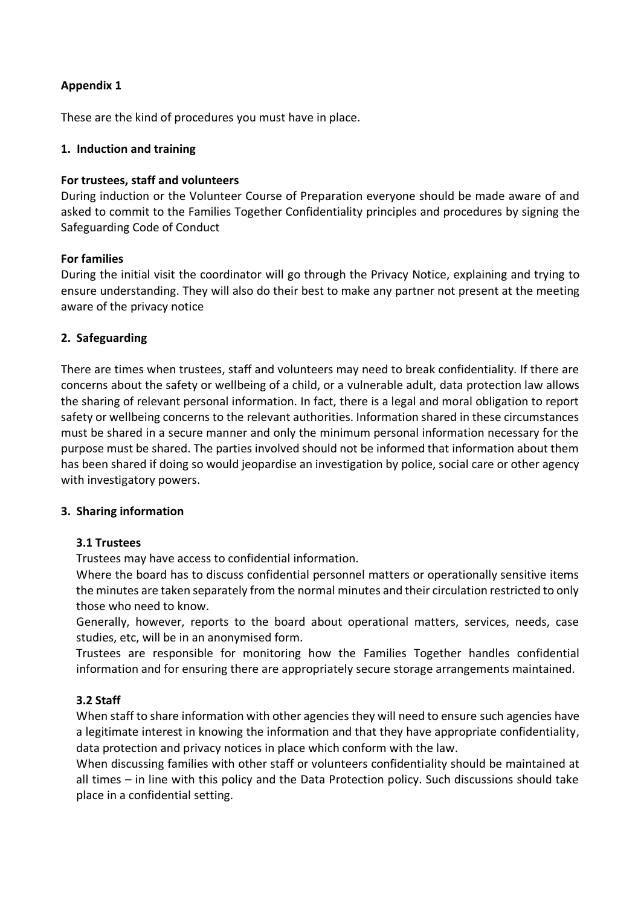**Appendix 1**

These are the kind of procedures you must have in place.

**1. Induction and training**

**For trustees, staff and volunteers**
During induction or the Volunteer Course of Preparation everyone should be made aware of and asked to commit to the Families Together Confidentiality principles and procedures by signing the Safeguarding Code of Conduct

**For families**
During the initial visit the coordinator will go through the Privacy Notice, explaining and trying to ensure understanding. They will also do their best to make any partner not present at the meeting aware of the privacy notice

**2. Safeguarding**

There are times when trustees, staff and volunteers may need to break confidentiality. If there are concerns about the safety or wellbeing of a child, or a vulnerable adult, data protection law allows the sharing of relevant personal information. In fact, there is a legal and moral obligation to report safety or wellbeing concerns to the relevant authorities. Information shared in these circumstances must be shared in a secure manner and only the minimum personal information necessary for the purpose must be shared. The parties involved should not be informed that information about them has been shared if doing so would jeopardise an investigation by police, social care or other agency with investigatory powers.

**3. Sharing information**

**3.1 Trustees**

Trustees may have access to confidential information.

Where the board has to discuss confidential personnel matters or operationally sensitive items the minutes are taken separately from the normal minutes and their circulation restricted to only those who need to know.

Generally, however, reports to the board about operational matters, services, needs, case studies, etc, will be in an anonymised form.

Trustees are responsible for monitoring how the Families Together handles confidential information and for ensuring there are appropriately secure storage arrangements maintained.

**3.2 Staff**

When staff to share information with other agencies they will need to ensure such agencies have a legitimate interest in knowing the information and that they have appropriate confidentiality, data protection and privacy notices in place which conform with the law.

When discussing families with other staff or volunteers confidentiality should be maintained at all times – in line with this policy and the Data Protection policy. Such discussions should take place in a confidential setting.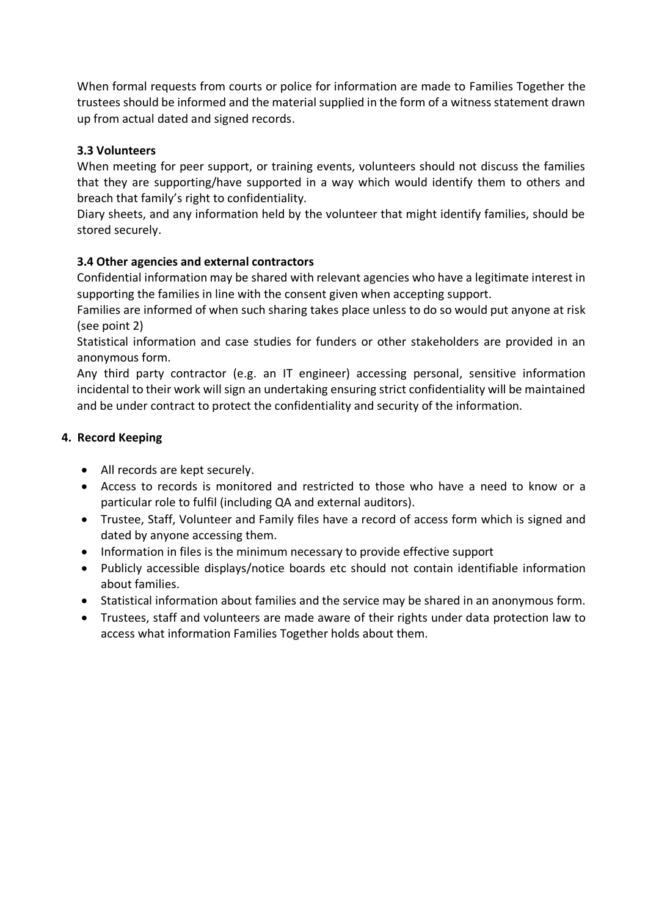When formal requests from courts or police for information are made to Families Together the trustees should be informed and the material supplied in the form of a witness statement drawn up from actual dated and signed records.

### 3.3 Volunteers

When meeting for peer support, or training events, volunteers should not discuss the families that they are supporting/have supported in a way which would identify them to others and breach that family's right to confidentiality.

Diary sheets, and any information held by the volunteer that might identify families, should be stored securely.

### 3.4 Other agencies and external contractors

Confidential information may be shared with relevant agencies who have a legitimate interest in supporting the families in line with the consent given when accepting support.

Families are informed of when such sharing takes place unless to do so would put anyone at risk (see point 2)

Statistical information and case studies for funders or other stakeholders are provided in an anonymous form.

Any third party contractor (e.g. an IT engineer) accessing personal, sensitive information incidental to their work will sign an undertaking ensuring strict confidentiality will be maintained and be under contract to protect the confidentiality and security of the information.

## 4. Record Keeping

- All records are kept securely.
- Access to records is monitored and restricted to those who have a need to know or a particular role to fulfil (including QA and external auditors).
- Trustee, Staff, Volunteer and Family files have a record of access form which is signed and dated by anyone accessing them.
- Information in files is the minimum necessary to provide effective support
- Publicly accessible displays/notice boards etc should not contain identifiable information about families.
- Statistical information about families and the service may be shared in an anonymous form.
- Trustees, staff and volunteers are made aware of their rights under data protection law to access what information Families Together holds about them.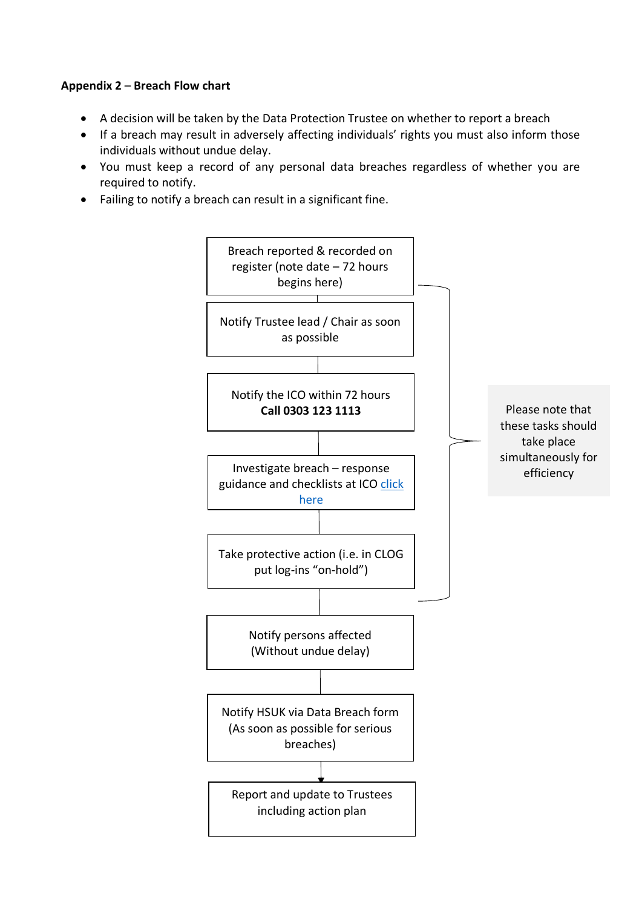**Appendix 2** – **Breach Flow chart**

- A decision will be taken by the Data Protection Trustee on whether to report a breach
- If a breach may result in adversely affecting individuals' rights you must also inform those individuals without undue delay.
- You must keep a record of any personal data breaches regardless of whether you are required to notify.
- Failing to notify a breach can result in a significant fine.

Breach reported & recorded on register (note date – 72 hours begins here)

Notify Trustee lead / Chair as soon as possible

Notify the ICO within 72 hours
**Call 0303 123 1113**

Investigate breach – response guidance and checklists at ICO click here

Take protective action (i.e. in CLOG put log-ins "on-hold")

Please note that these tasks should take place simultaneously for efficiency

Notify persons affected
(Without undue delay)

Notify HSUK via Data Breach form
(As soon as possible for serious breaches)

Report and update to Trustees including action plan